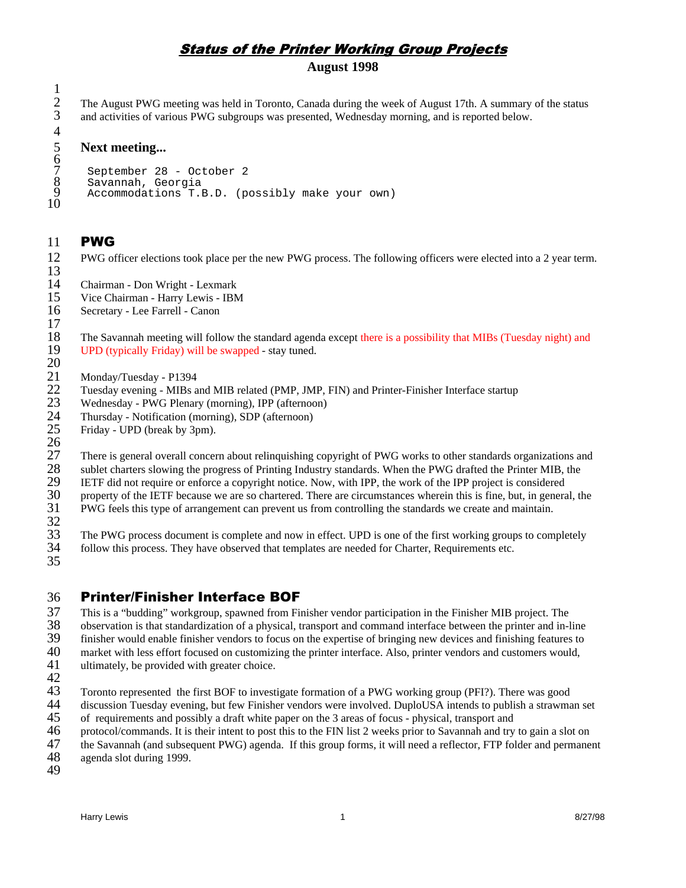# Status of the Printer Working Group Projects

## August 1998

The August PWG meeting was held in Toronto, Canada during the week of August 17th. A summary of the status and activities of various PWG subgroups was presented, Wednesday morning, and is reported below.

### Next meeting...

```
September 28 - October 2
Savannah, Georgia
Accommodations T.B.D. (possibly make your own)
```

## PWG

PWG officer elections took place per the new PWG process. The following officers were elected into a 2 year term.

Chairman - Don Wright - Lexmark
Vice Chairman - Harry Lewis - IBM
Secretary - Lee Farrell - Canon

The Savannah meeting will follow the standard agenda except there is a possibility that MIBs (Tuesday night) and UPD (typically Friday) will be swapped - stay tuned.

Monday/Tuesday - P1394
Tuesday evening - MIBs and MIB related (PMP, JMP, FIN) and Printer-Finisher Interface startup
Wednesday - PWG Plenary (morning), IPP (afternoon)
Thursday - Notification (morning), SDP (afternoon)
Friday - UPD (break by 3pm).

There is general overall concern about relinquishing copyright of PWG works to other standards organizations and sublet charters slowing the progress of Printing Industry standards. When the PWG drafted the Printer MIB, the IETF did not require or enforce a copyright notice. Now, with IPP, the work of the IPP project is considered property of the IETF because we are so chartered. There are circumstances wherein this is fine, but, in general, the PWG feels this type of arrangement can prevent us from controlling the standards we create and maintain.

The PWG process document is complete and now in effect. UPD is one of the first working groups to completely follow this process. They have observed that templates are needed for Charter, Requirements etc.

## Printer/Finisher Interface BOF

This is a "budding" workgroup, spawned from Finisher vendor participation in the Finisher MIB project. The observation is that standardization of a physical, transport and command interface between the printer and in-line finisher would enable finisher vendors to focus on the expertise of bringing new devices and finishing features to market with less effort focused on customizing the printer interface. Also, printer vendors and customers would, ultimately, be provided with greater choice.

Toronto represented the first BOF to investigate formation of a PWG working group (PFI?). There was good discussion Tuesday evening, but few Finisher vendors were involved. DuploUSA intends to publish a strawman set of requirements and possibly a draft white paper on the 3 areas of focus - physical, transport and protocol/commands. It is their intent to post this to the FIN list 2 weeks prior to Savannah and try to gain a slot on the Savannah (and subsequent PWG) agenda. If this group forms, it will need a reflector, FTP folder and permanent agenda slot during 1999.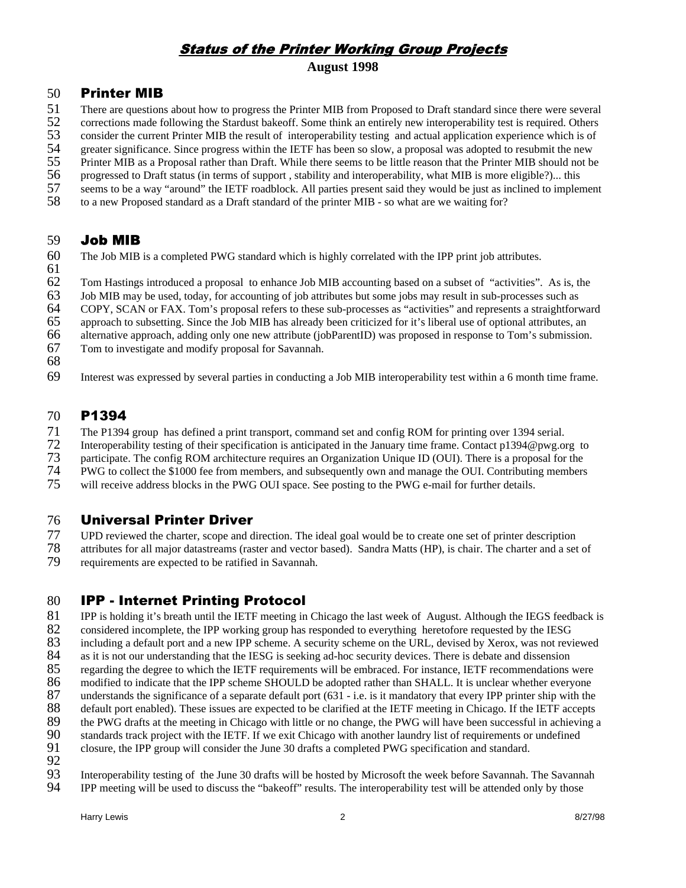# Status of the Printer Working Group Projects

**August 1998**

## Printer MIB

There are questions about how to progress the Printer MIB from Proposed to Draft standard since there were several corrections made following the Stardust bakeoff. Some think an entirely new interoperability test is required. Others consider the current Printer MIB the result of interoperability testing and actual application experience which is of greater significance. Since progress within the IETF has been so slow, a proposal was adopted to resubmit the new Printer MIB as a Proposal rather than Draft. While there seems to be little reason that the Printer MIB should not be progressed to Draft status (in terms of support , stability and interoperability, what MIB is more eligible?)... this seems to be a way "around" the IETF roadblock. All parties present said they would be just as inclined to implement to a new Proposed standard as a Draft standard of the printer MIB - so what are we waiting for?

## Job MIB

The Job MIB is a completed PWG standard which is highly correlated with the IPP print job attributes.

Tom Hastings introduced a proposal to enhance Job MIB accounting based on a subset of "activities". As is, the Job MIB may be used, today, for accounting of job attributes but some jobs may result in sub-processes such as COPY, SCAN or FAX. Tom's proposal refers to these sub-processes as "activities" and represents a straightforward approach to subsetting. Since the Job MIB has already been criticized for it's liberal use of optional attributes, an alternative approach, adding only one new attribute (jobParentID) was proposed in response to Tom's submission. Tom to investigate and modify proposal for Savannah.

Interest was expressed by several parties in conducting a Job MIB interoperability test within a 6 month time frame.

## P1394

The P1394 group has defined a print transport, command set and config ROM for printing over 1394 serial. Interoperability testing of their specification is anticipated in the January time frame. Contact p1394@pwg.org to participate. The config ROM architecture requires an Organization Unique ID (OUI). There is a proposal for the PWG to collect the $1000 fee from members, and subsequently own and manage the OUI. Contributing members will receive address blocks in the PWG OUI space. See posting to the PWG e-mail for further details.

## Universal Printer Driver

UPD reviewed the charter, scope and direction. The ideal goal would be to create one set of printer description attributes for all major datastreams (raster and vector based). Sandra Matts (HP), is chair. The charter and a set of requirements are expected to be ratified in Savannah.

## IPP - Internet Printing Protocol

IPP is holding it's breath until the IETF meeting in Chicago the last week of August. Although the IEGS feedback is considered incomplete, the IPP working group has responded to everything heretofore requested by the IESG including a default port and a new IPP scheme. A security scheme on the URL, devised by Xerox, was not reviewed as it is not our understanding that the IESG is seeking ad-hoc security devices. There is debate and dissension regarding the degree to which the IETF requirements will be embraced. For instance, IETF recommendations were modified to indicate that the IPP scheme SHOULD be adopted rather than SHALL. It is unclear whether everyone understands the significance of a separate default port (631 - i.e. is it mandatory that every IPP printer ship with the default port enabled). These issues are expected to be clarified at the IETF meeting in Chicago. If the IETF accepts the PWG drafts at the meeting in Chicago with little or no change, the PWG will have been successful in achieving a standards track project with the IETF. If we exit Chicago with another laundry list of requirements or undefined closure, the IPP group will consider the June 30 drafts a completed PWG specification and standard.

Interoperability testing of the June 30 drafts will be hosted by Microsoft the week before Savannah. The Savannah IPP meeting will be used to discuss the "bakeoff" results. The interoperability test will be attended only by those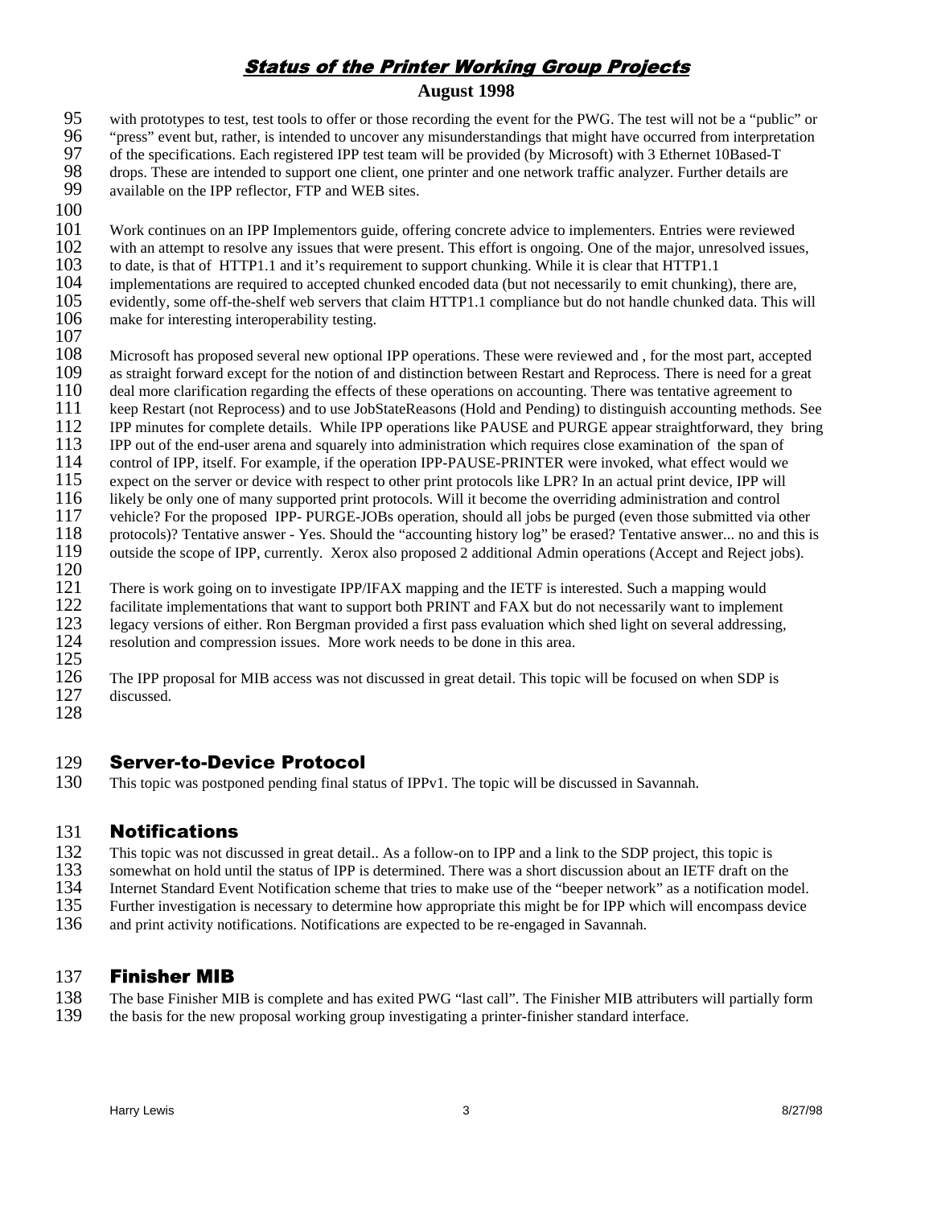with prototypes to test, test tools to offer or those recording the event for the PWG. The test will not be a "public" or "press" event but, rather, is intended to uncover any misunderstandings that might have occurred from interpretation of the specifications. Each registered IPP test team will be provided (by Microsoft) with 3 Ethernet 10Based-T drops. These are intended to support one client, one printer and one network traffic analyzer. Further details are available on the IPP reflector, FTP and WEB sites.

Work continues on an IPP Implementors guide, offering concrete advice to implementers. Entries were reviewed with an attempt to resolve any issues that were present. This effort is ongoing. One of the major, unresolved issues, to date, is that of HTTP1.1 and it's requirement to support chunking. While it is clear that HTTP1.1 implementations are required to accepted chunked encoded data (but not necessarily to emit chunking), there are, evidently, some off-the-shelf web servers that claim HTTP1.1 compliance but do not handle chunked data. This will make for interesting interoperability testing.

Microsoft has proposed several new optional IPP operations. These were reviewed and , for the most part, accepted as straight forward except for the notion of and distinction between Restart and Reprocess. There is need for a great deal more clarification regarding the effects of these operations on accounting. There was tentative agreement to keep Restart (not Reprocess) and to use JobStateReasons (Hold and Pending) to distinguish accounting methods. See IPP minutes for complete details. While IPP operations like PAUSE and PURGE appear straightforward, they bring IPP out of the end-user arena and squarely into administration which requires close examination of the span of control of IPP, itself. For example, if the operation IPP-PAUSE-PRINTER were invoked, what effect would we expect on the server or device with respect to other print protocols like LPR? In an actual print device, IPP will likely be only one of many supported print protocols. Will it become the overriding administration and control vehicle? For the proposed IPP- PURGE-JOBs operation, should all jobs be purged (even those submitted via other protocols)? Tentative answer - Yes. Should the "accounting history log" be erased? Tentative answer... no and this is outside the scope of IPP, currently. Xerox also proposed 2 additional Admin operations (Accept and Reject jobs).

There is work going on to investigate IPP/IFAX mapping and the IETF is interested. Such a mapping would facilitate implementations that want to support both PRINT and FAX but do not necessarily want to implement legacy versions of either. Ron Bergman provided a first pass evaluation which shed light on several addressing, resolution and compression issues. More work needs to be done in this area.

The IPP proposal for MIB access was not discussed in great detail. This topic will be focused on when SDP is discussed.

## Server-to-Device Protocol

This topic was postponed pending final status of IPPv1. The topic will be discussed in Savannah.

## Notifications

This topic was not discussed in great detail.. As a follow-on to IPP and a link to the SDP project, this topic is somewhat on hold until the status of IPP is determined. There was a short discussion about an IETF draft on the Internet Standard Event Notification scheme that tries to make use of the "beeper network" as a notification model. Further investigation is necessary to determine how appropriate this might be for IPP which will encompass device and print activity notifications. Notifications are expected to be re-engaged in Savannah.

## Finisher MIB

The base Finisher MIB is complete and has exited PWG "last call". The Finisher MIB attributers will partially form the basis for the new proposal working group investigating a printer-finisher standard interface.